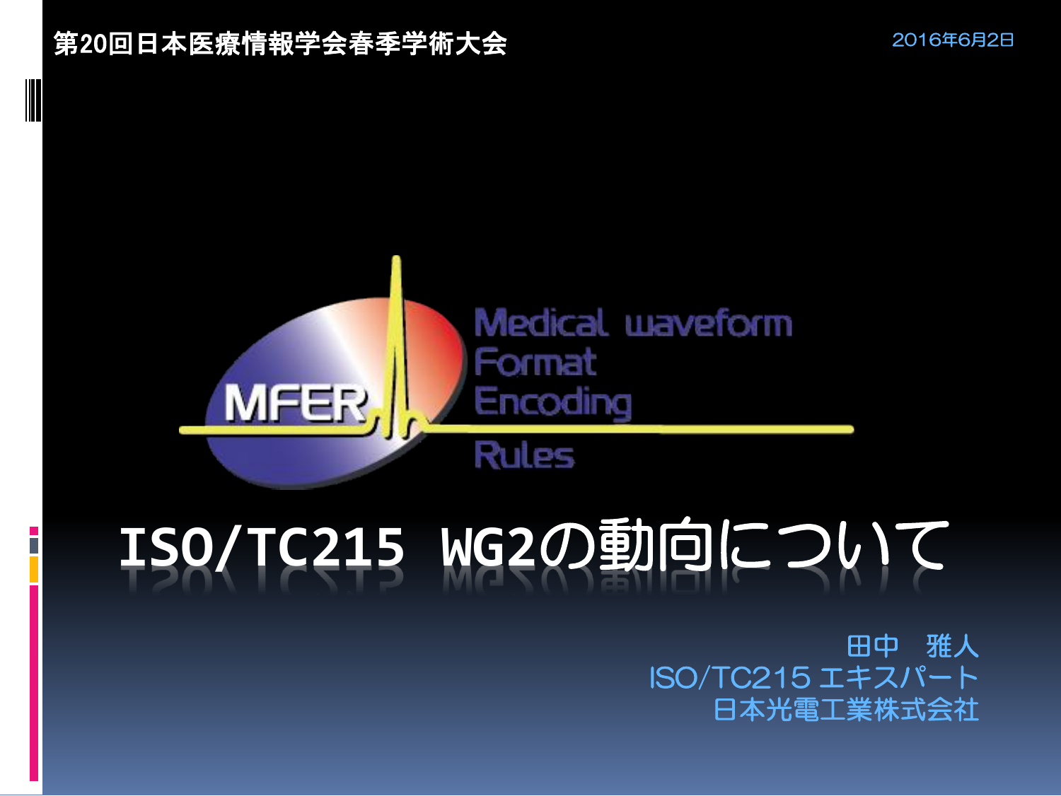第20回日本医療情報学会春季学術大会

2016年6月2日

MFER

Medical waveform
Format
Encoding
Rules

# ISO/TC215 WG2の動向について

田中　雅人
ISO/TC215 エキスパート
日本光電工業株式会社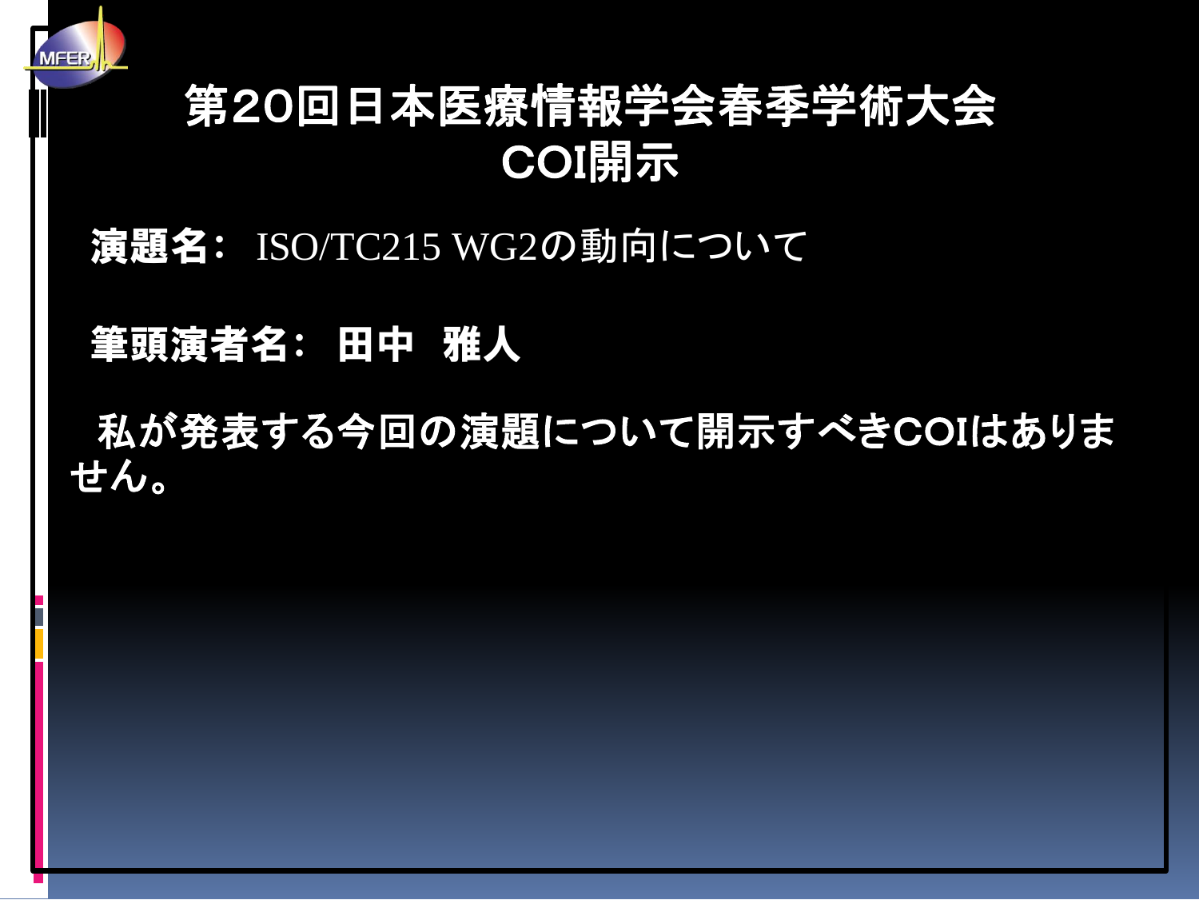# 第20回日本医療情報学会春季学術大会
# COI開示

**演題名：** ISO/TC215 WG2の動向について

**筆頭演者名： 田中　雅人**

**私が発表する今回の演題について開示すべきCOIはありません。**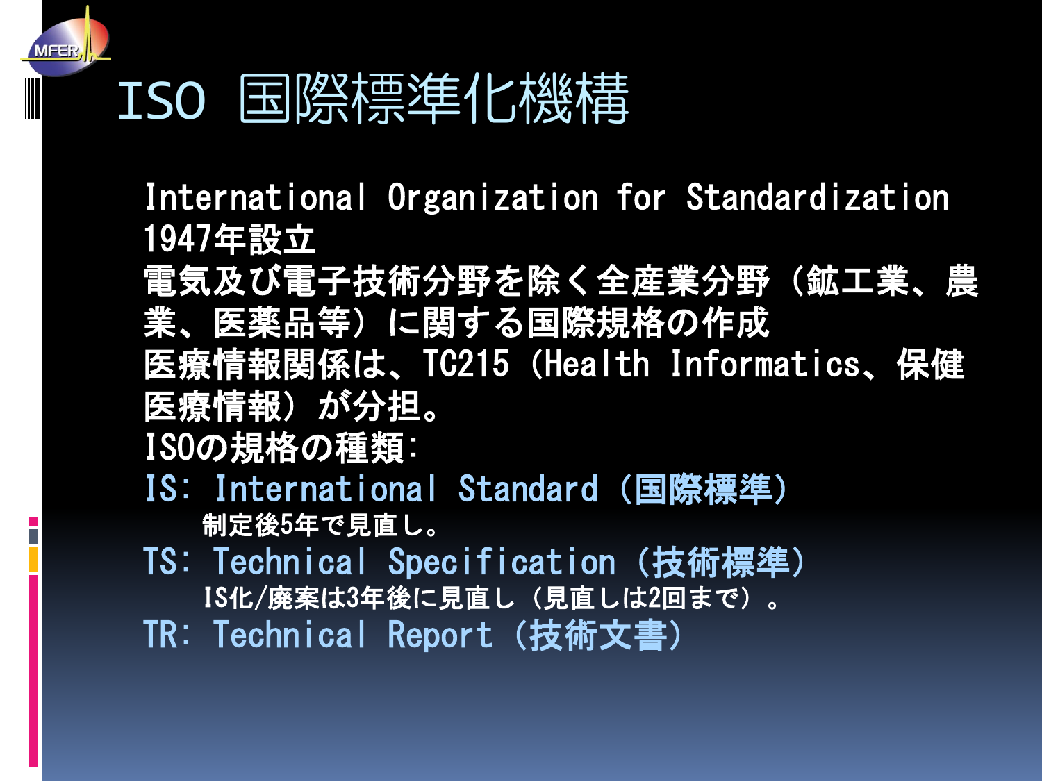# ISO 国際標準化機構

International Organization for Standardization

1947年設立

電気及び電子技術分野を除く全産業分野（鉱工業、農業、医薬品等）に関する国際規格の作成

医療情報関係は、TC215（Health Informatics、保健医療情報）が分担。

ISOの規格の種類:

IS: International Standard（国際標準）

制定後5年で見直し。

TS: Technical Specification（技術標準）

IS化/廃案は3年後に見直し（見直しは2回まで）。

TR: Technical Report（技術文書）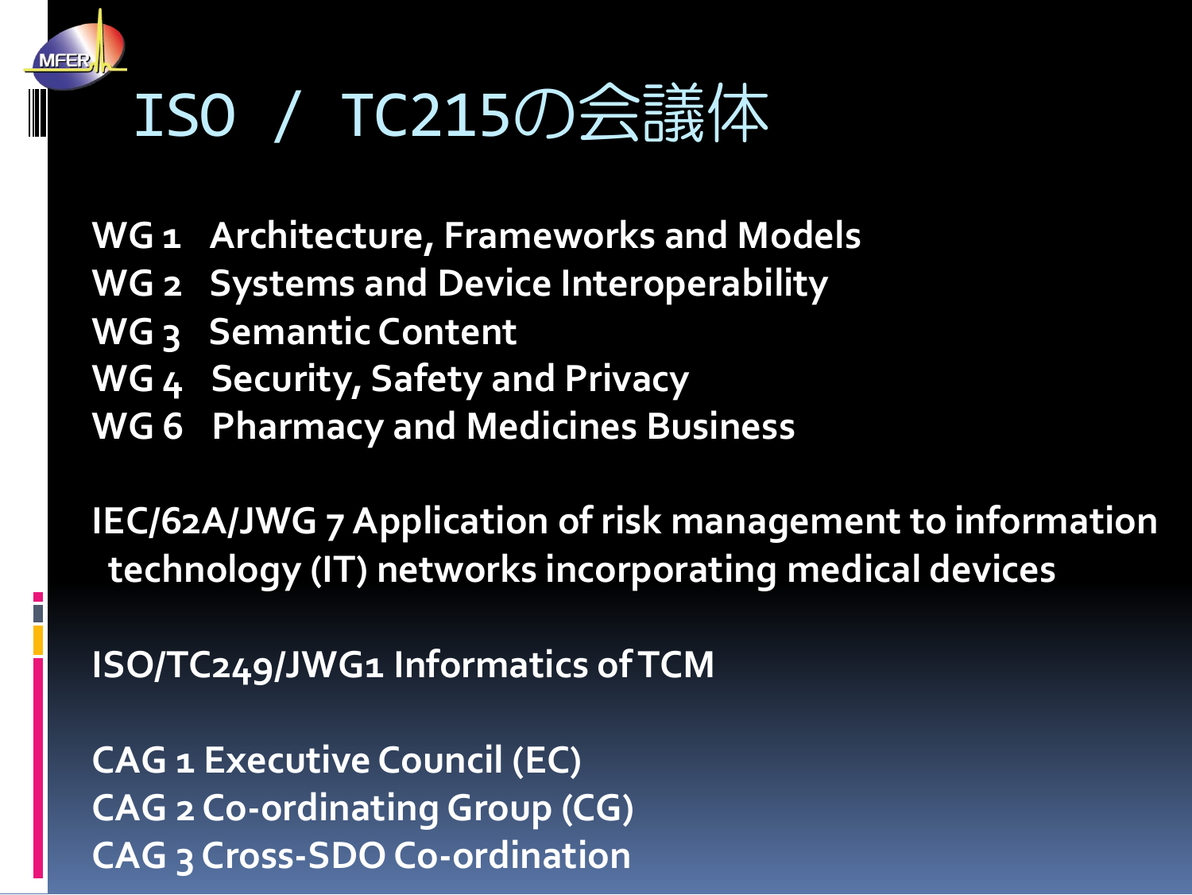# ISO / TC215の会議体

WG 1 Architecture, Frameworks and Models
WG 2 Systems and Device Interoperability
WG 3 Semantic Content
WG 4 Security, Safety and Privacy
WG 6 Pharmacy and Medicines Business

IEC/62A/JWG 7 Application of risk management to information technology (IT) networks incorporating medical devices

ISO/TC249/JWG1 Informatics of TCM

CAG 1 Executive Council (EC)
CAG 2 Co-ordinating Group (CG)
CAG 3 Cross-SDO Co-ordination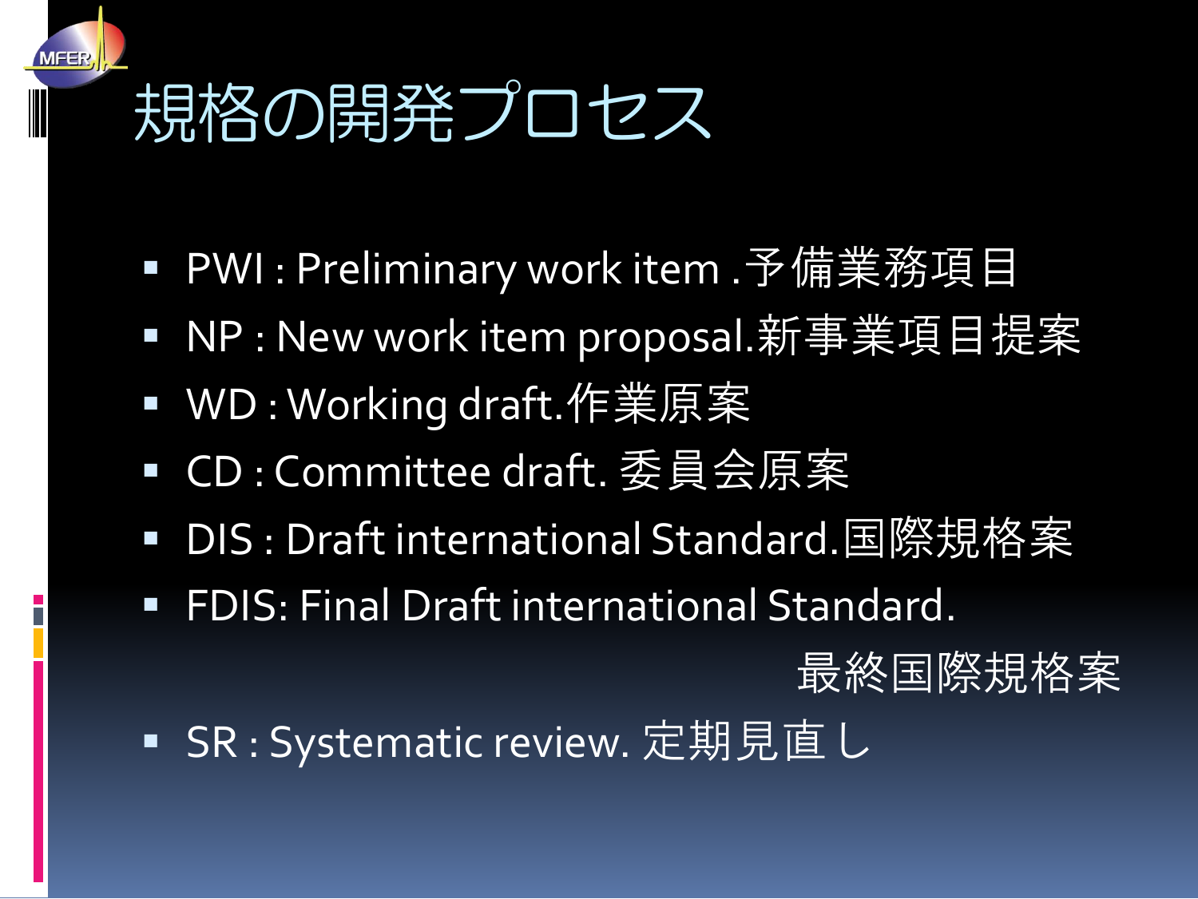# 規格の開発プロセス

- PWI : Preliminary work item .予備業務項目
- NP : New work item proposal.新事業項目提案
- WD : Working draft.作業原案
- CD : Committee draft. 委員会原案
- DIS : Draft international Standard.国際規格案
- FDIS: Final Draft international Standard. 最終国際規格案
- SR : Systematic review. 定期見直し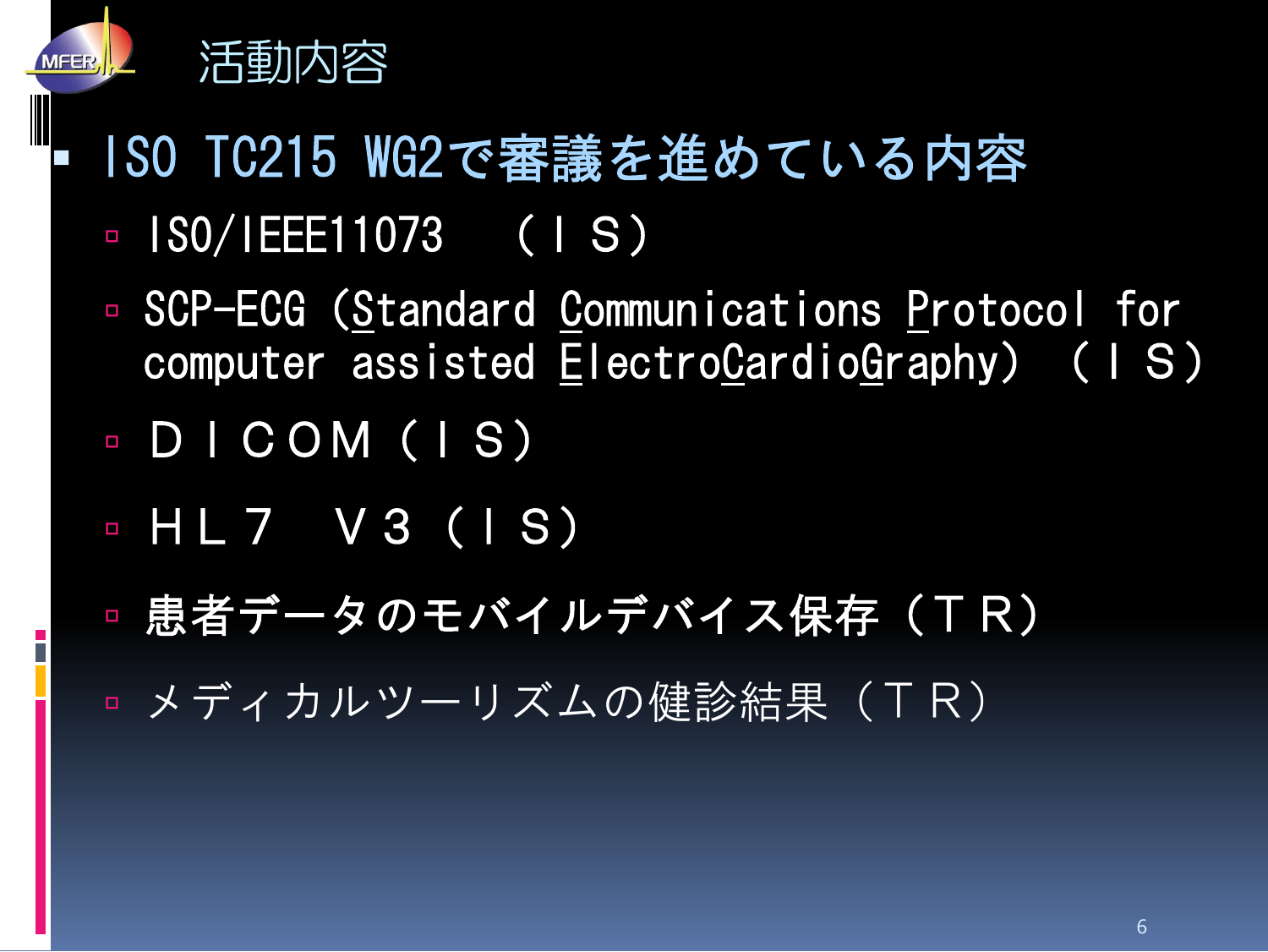# 活動内容

- ISO TC215 WG2で審議を進めている内容
  - ISO/IEEE11073　（ＩＳ）
  - SCP-ECG (Standard Communications Protocol for computer assisted ElectroCardioGraphy) （ＩＳ）
  - ＤＩＣＯＭ（ＩＳ）
  - ＨＬ７　Ｖ３（ＩＳ）
  - 患者データのモバイルデバイス保存（ＴＲ）
  - メディカルツーリズムの健診結果（ＴＲ）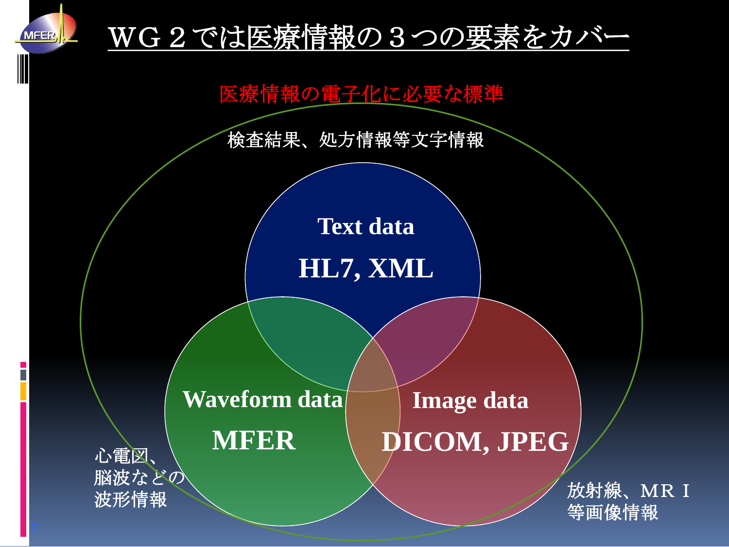# WG２では医療情報の３つの要素をカバー

医療情報の電子化に必要な標準

検査結果、処方情報等文字情報

**Text data**

**HL7, XML**

**Waveform data**

**MFER**

**Image data**

**DICOM, JPEG**

心電図、
脳波などの
波形情報

放射線、ＭＲＩ
等画像情報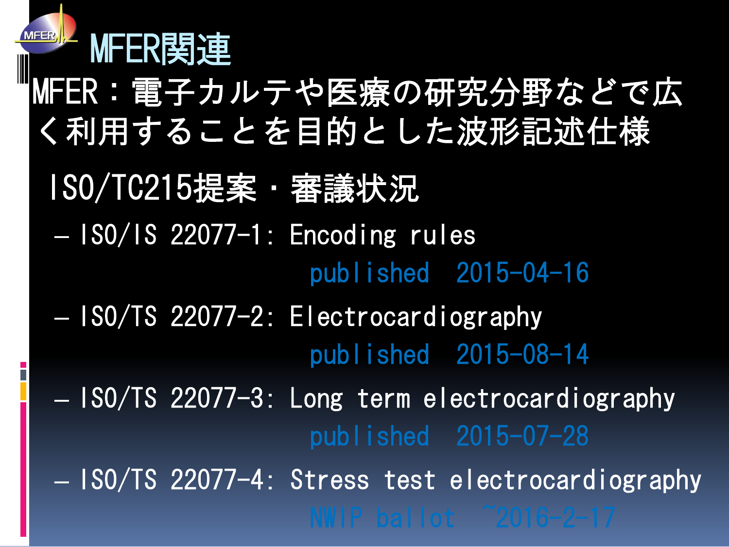# MFER関連

MFER：電子カルテや医療の研究分野などで広く利用することを目的とした波形記述仕様

## ISO/TC215提案・審議状況

- ISO/IS 22077-1: Encoding rules
  published 2015-04-16
- ISO/TS 22077-2: Electrocardiography
  published 2015-08-14
- ISO/TS 22077-3: Long term electrocardiography
  published 2015-07-28
- ISO/TS 22077-4: Stress test electrocardiography
  NWIP ballot ~2016-2-17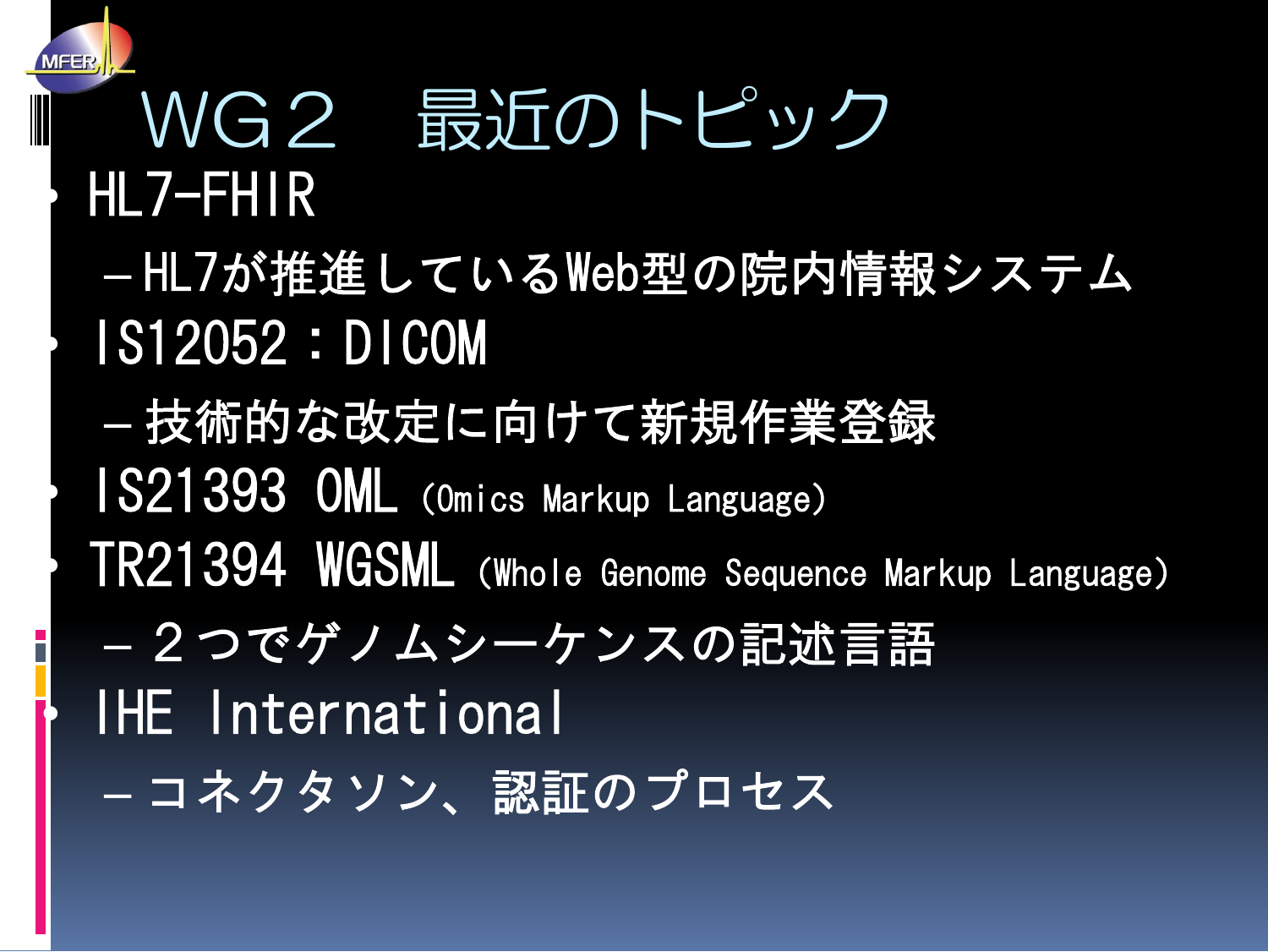# WG２　最近のトピック

- HL7-FHIR
  - HL7が推進しているWeb型の院内情報システム
- IS12052：DICOM
  - 技術的な改定に向けて新規作業登録
- IS21393 OML (Omics Markup Language)
- TR21394 WGSML (Whole Genome Sequence Markup Language)
  - ２つでゲノムシーケンスの記述言語
- IHE International
  - コネクタソン、認証のプロセス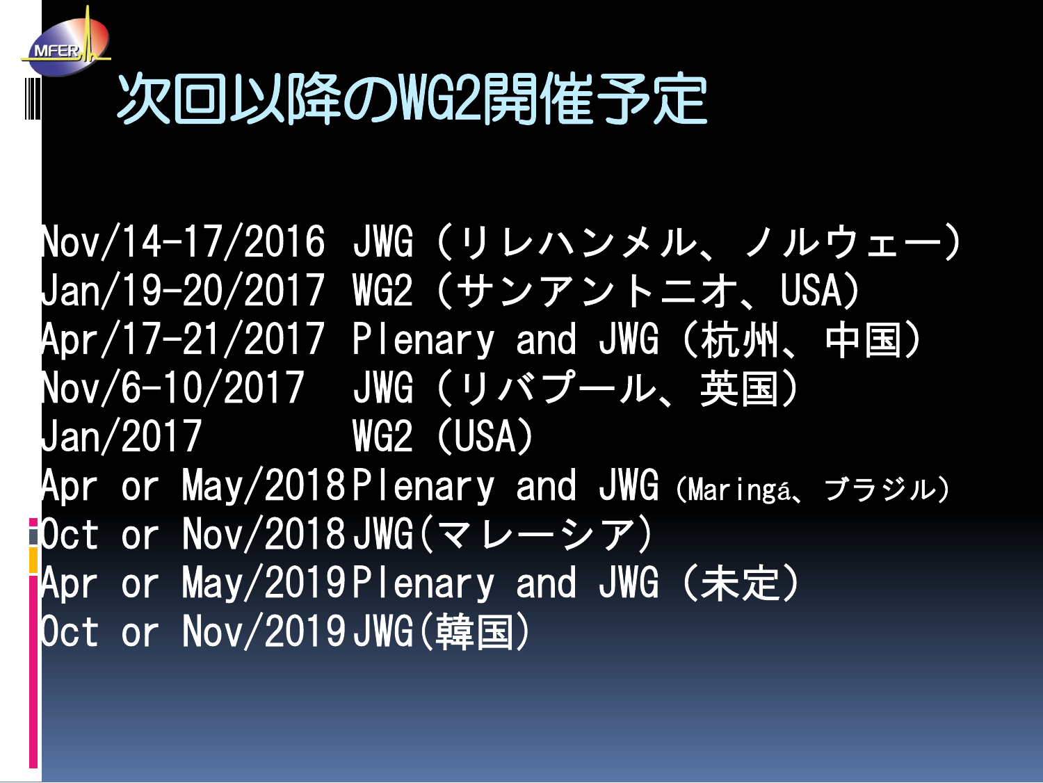# 次回以降のWG2開催予定

| | |
|---|---|
| Nov/14-17/2016 | JWG（リレハンメル、ノルウェー） |
| Jan/19-20/2017 | WG2（サンアントニオ、USA） |
| Apr/17-21/2017 | Plenary and JWG（杭州、中国） |
| Nov/6-10/2017 | JWG（リバプール、英国） |
| Jan/2017 | WG2（USA） |
| Apr or May/2018 | Plenary and JWG（Maringá、ブラジル） |
| Oct or Nov/2018 | JWG(マレーシア) |
| Apr or May/2019 | Plenary and JWG（未定） |
| Oct or Nov/2019 | JWG(韓国) |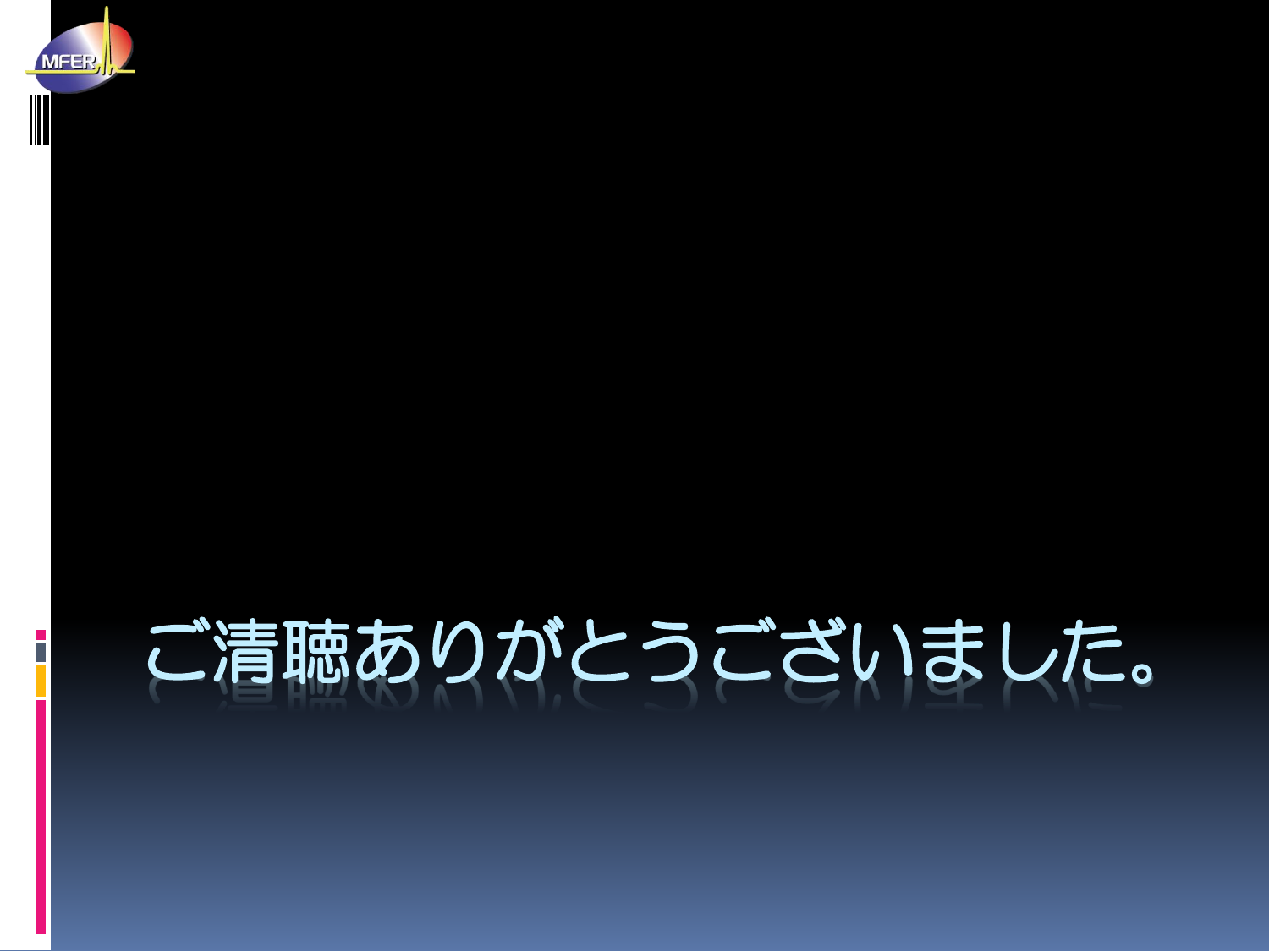# ご清聴ありがとうございました。